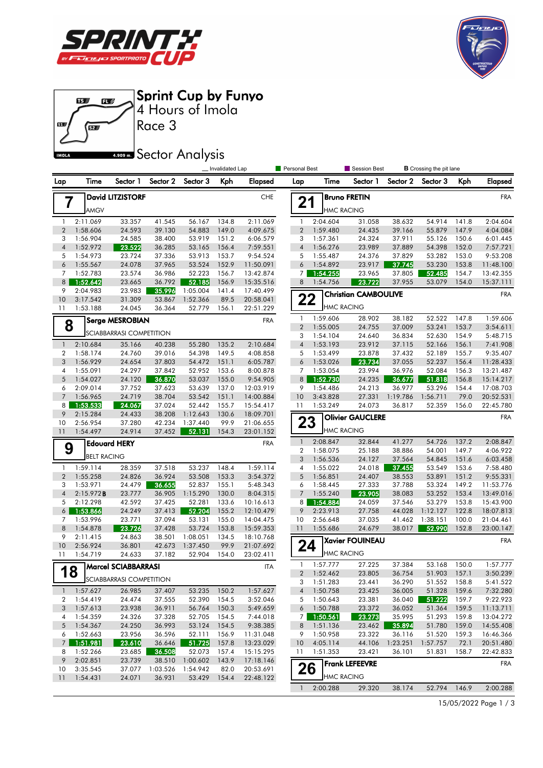# Sprint Cup by Funyo

4 Hours of Imola

Race 3

## Sector Analysis

_ Invalidated Lap | Personal Best | Session Best | **B** Crossing the pit lane

### 7 David LITZISTORF — CHE — AMGV

| Lap | Time | Sector 1 | Sector 2 | Sector 3 | Kph | Elapsed |
|---|---|---|---|---|---|---|
| 1 | 2:11.069 | 33.357 | 41.545 | 56.167 | 134.8 | 2:11.069 |
| 2 | 1:58.606 | 24.593 | 39.130 | 54.883 | 149.0 | 4:09.675 |
| 3 | 1:56.904 | 24.585 | 38.400 | 53.919 | 151.2 | 6:06.579 |
| 4 | 1:52.972 | 23.522 | 36.285 | 53.165 | 156.4 | 7:59.551 |
| 5 | 1:54.973 | 23.724 | 37.336 | 53.913 | 153.7 | 9:54.524 |
| 6 | 1:55.567 | 24.078 | 37.965 | 53.524 | 152.9 | 11:50.091 |
| 7 | 1:52.783 | 23.574 | 36.986 | 52.223 | 156.7 | 13:42.874 |
| 8 | 1:52.642 | 23.665 | 36.792 | 52.185 | 156.9 | 15:35.516 |
| 9 | 2:04.983 | 23.983 | 35.996 | 1:05.004 | 141.4 | 17:40.499 |
| 10 | 3:17.542 | 31.309 | 53.867 | 1:52.366 | 89.5 | 20:58.041 |
| 11 | 1:53.188 | 24.045 | 36.364 | 52.779 | 156.1 | 22:51.229 |

### 8 Serge MESROBIAN — FRA — SCIABBARRASI COMPETITION

| Lap | Time | Sector 1 | Sector 2 | Sector 3 | Kph | Elapsed |
|---|---|---|---|---|---|---|
| 1 | 2:10.684 | 35.166 | 40.238 | 55.280 | 135.2 | 2:10.684 |
| 2 | 1:58.174 | 24.760 | 39.016 | 54.398 | 149.5 | 4:08.858 |
| 3 | 1:56.929 | 24.654 | 37.803 | 54.472 | 151.1 | 6:05.787 |
| 4 | 1:55.091 | 24.297 | 37.842 | 52.952 | 153.6 | 8:00.878 |
| 5 | 1:54.027 | 24.120 | 36.870 | 53.037 | 155.0 | 9:54.905 |
| 6 | 2:09.014 | 37.752 | 37.623 | 53.639 | 137.0 | 12:03.919 |
| 7 | 1:56.965 | 24.719 | 38.704 | 53.542 | 151.1 | 14:00.884 |
| 8 | 1:53.533 | 24.067 | 37.024 | 52.442 | 155.7 | 15:54.417 |
| 9 | 2:15.284 | 24.433 | 38.208 | 1:12.643 | 130.6 | 18:09.701 |
| 10 | 2:56.954 | 37.280 | 42.234 | 1:37.440 | 99.9 | 21:06.655 |
| 11 | 1:54.497 | 24.914 | 37.452 | 52.131 | 154.3 | 23:01.152 |

### 9 Edouard HERY — FRA — BELT RACING

| Lap | Time | Sector 1 | Sector 2 | Sector 3 | Kph | Elapsed |
|---|---|---|---|---|---|---|
| 1 | 1:59.114 | 28.359 | 37.518 | 53.237 | 148.4 | 1:59.114 |
| 2 | 1:55.258 | 24.826 | 36.924 | 53.508 | 153.3 | 3:54.372 |
| 3 | 1:53.971 | 24.479 | 36.655 | 52.837 | 155.1 | 5:48.343 |
| 4 | 2:15.972 **B** | 23.777 | 36.905 | 1:15.290 | 130.0 | 8:04.315 |
| 5 | 2:12.298 | 42.592 | 37.425 | 52.281 | 133.6 | 10:16.613 |
| 6 | 1:53.866 | 24.249 | 37.413 | 52.204 | 155.2 | 12:10.479 |
| 7 | 1:53.996 | 23.771 | 37.094 | 53.131 | 155.0 | 14:04.475 |
| 8 | 1:54.878 | 23.726 | 37.428 | 53.724 | 153.8 | 15:59.353 |
| 9 | 2:11.415 | 24.863 | 38.501 | 1:08.051 | 134.5 | 18:10.768 |
| 10 | 2:56.924 | 36.801 | 42.673 | 1:37.450 | 99.9 | 21:07.692 |
| 11 | 1:54.719 | 24.633 | 37.182 | 52.904 | 154.0 | 23:02.411 |

### 18 Marcel SCIABBARRASI — ITA — SCIABBARRASI COMPETITION

| Lap | Time | Sector 1 | Sector 2 | Sector 3 | Kph | Elapsed |
|---|---|---|---|---|---|---|
| 1 | 1:57.627 | 26.985 | 37.407 | 53.235 | 150.2 | 1:57.627 |
| 2 | 1:54.419 | 24.474 | 37.555 | 52.390 | 154.5 | 3:52.046 |
| 3 | 1:57.613 | 23.938 | 36.911 | 56.764 | 150.3 | 5:49.659 |
| 4 | 1:54.359 | 24.326 | 37.328 | 52.705 | 154.5 | 7:44.018 |
| 5 | 1:54.367 | 24.250 | 36.993 | 53.124 | 154.5 | 9:38.385 |
| 6 | 1:52.663 | 23.956 | 36.596 | 52.111 | 156.9 | 11:31.048 |
| 7 | 1:51.981 | 23.610 | 36.646 | 51.725 | 157.8 | 13:23.029 |
| 8 | 1:52.266 | 23.685 | 36.508 | 52.073 | 157.4 | 15:15.295 |
| 9 | 2:02.851 | 23.739 | 38.510 | 1:00.602 | 143.9 | 17:18.146 |
| 10 | 3:35.545 | 37.077 | 1:03.526 | 1:54.942 | 82.0 | 20:53.691 |
| 11 | 1:54.431 | 24.071 | 36.931 | 53.429 | 154.4 | 22:48.122 |

### 21 Bruno FRETIN — FRA — HMC RACING

| Lap | Time | Sector 1 | Sector 2 | Sector 3 | Kph | Elapsed |
|---|---|---|---|---|---|---|
| 1 | 2:04.604 | 31.058 | 38.632 | 54.914 | 141.8 | 2:04.604 |
| 2 | 1:59.480 | 24.435 | 39.166 | 55.879 | 147.9 | 4:04.084 |
| 3 | 1:57.361 | 24.324 | 37.911 | 55.126 | 150.6 | 6:01.445 |
| 4 | 1:56.276 | 23.989 | 37.889 | 54.398 | 152.0 | 7:57.721 |
| 5 | 1:55.487 | 24.376 | 37.829 | 53.282 | 153.0 | 9:53.208 |
| 6 | 1:54.892 | 23.917 | 37.745 | 53.230 | 153.8 | 11:48.100 |
| 7 | 1:54.255 | 23.965 | 37.805 | 52.485 | 154.7 | 13:42.355 |
| 8 | 1:54.756 | 23.722 | 37.955 | 53.079 | 154.0 | 15:37.111 |

### 22 Christian CAMBOULIVE — FRA — HMC RACING

| Lap | Time | Sector 1 | Sector 2 | Sector 3 | Kph | Elapsed |
|---|---|---|---|---|---|---|
| 1 | 1:59.606 | 28.902 | 38.182 | 52.522 | 147.8 | 1:59.606 |
| 2 | 1:55.005 | 24.755 | 37.009 | 53.241 | 153.7 | 3:54.611 |
| 3 | 1:54.104 | 24.640 | 36.834 | 52.630 | 154.9 | 5:48.715 |
| 4 | 1:53.193 | 23.912 | 37.115 | 52.166 | 156.1 | 7:41.908 |
| 5 | 1:53.499 | 23.878 | 37.432 | 52.189 | 155.7 | 9:35.407 |
| 6 | 1:53.026 | 23.734 | 37.055 | 52.237 | 156.4 | 11:28.433 |
| 7 | 1:53.054 | 23.994 | 36.976 | 52.084 | 156.3 | 13:21.487 |
| 8 | 1:52.730 | 24.235 | 36.677 | 51.818 | 156.8 | 15:14.217 |
| 9 | 1:54.486 | 24.213 | 36.977 | 53.296 | 154.4 | 17:08.703 |
| 10 | 3:43.828 | 27.331 | 1:19.786 | 1:56.711 | 79.0 | 20:52.531 |
| 11 | 1:53.249 | 24.073 | 36.817 | 52.359 | 156.0 | 22:45.780 |

### 23 Olivier GAUCLERE — FRA — HMC RACING

| Lap | Time | Sector 1 | Sector 2 | Sector 3 | Kph | Elapsed |
|---|---|---|---|---|---|---|
| 1 | 2:08.847 | 32.844 | 41.277 | 54.726 | 137.2 | 2:08.847 |
| 2 | 1:58.075 | 25.188 | 38.886 | 54.001 | 149.7 | 4:06.922 |
| 3 | 1:56.536 | 24.127 | 37.564 | 54.845 | 151.6 | 6:03.458 |
| 4 | 1:55.022 | 24.018 | 37.455 | 53.549 | 153.6 | 7:58.480 |
| 5 | 1:56.851 | 24.407 | 38.553 | 53.891 | 151.2 | 9:55.331 |
| 6 | 1:58.445 | 27.333 | 37.788 | 53.324 | 149.2 | 11:53.776 |
| 7 | 1:55.240 | 23.905 | 38.083 | 53.252 | 153.4 | 13:49.016 |
| 8 | 1:54.884 | 24.059 | 37.546 | 53.279 | 153.8 | 15:43.900 |
| 9 | 2:23.913 | 27.758 | 44.028 | 1:12.127 | 122.8 | 18:07.813 |
| 10 | 2:56.648 | 37.035 | 41.462 | 1:38.151 | 100.0 | 21:04.461 |
| 11 | 1:55.686 | 24.679 | 38.017 | 52.990 | 152.8 | 23:00.147 |

### 24 Xavier FOUINEAU — FRA — HMC RACING

| Lap | Time | Sector 1 | Sector 2 | Sector 3 | Kph | Elapsed |
|---|---|---|---|---|---|---|
| 1 | 1:57.777 | 27.225 | 37.384 | 53.168 | 150.0 | 1:57.777 |
| 2 | 1:52.462 | 23.805 | 36.754 | 51.903 | 157.1 | 3:50.239 |
| 3 | 1:51.283 | 23.441 | 36.290 | 51.552 | 158.8 | 5:41.522 |
| 4 | 1:50.758 | 23.425 | 36.005 | 51.328 | 159.6 | 7:32.280 |
| 5 | 1:50.643 | 23.381 | 36.040 | 51.222 | 159.7 | 9:22.923 |
| 6 | 1:50.788 | 23.372 | 36.052 | 51.364 | 159.5 | 11:13.711 |
| 7 | 1:50.561 | 23.273 | 35.995 | 51.293 | 159.8 | 13:04.272 |
| 8 | 1:51.136 | 23.462 | 35.894 | 51.780 | 159.0 | 14:55.408 |
| 9 | 1:50.958 | 23.322 | 36.116 | 51.520 | 159.3 | 16:46.366 |
| 10 | 4:05.114 | 44.106 | 1:23.251 | 1:57.757 | 72.1 | 20:51.480 |
| 11 | 1:51.353 | 23.421 | 36.101 | 51.831 | 158.7 | 22:42.833 |

### 26 Frank LEFEEVRE — FRA — HMC RACING

| Lap | Time | Sector 1 | Sector 2 | Sector 3 | Kph | Elapsed |
|---|---|---|---|---|---|---|
| 1 | 2:00.288 | 29.320 | 38.174 | 52.794 | 146.9 | 2:00.288 |

15/05/2022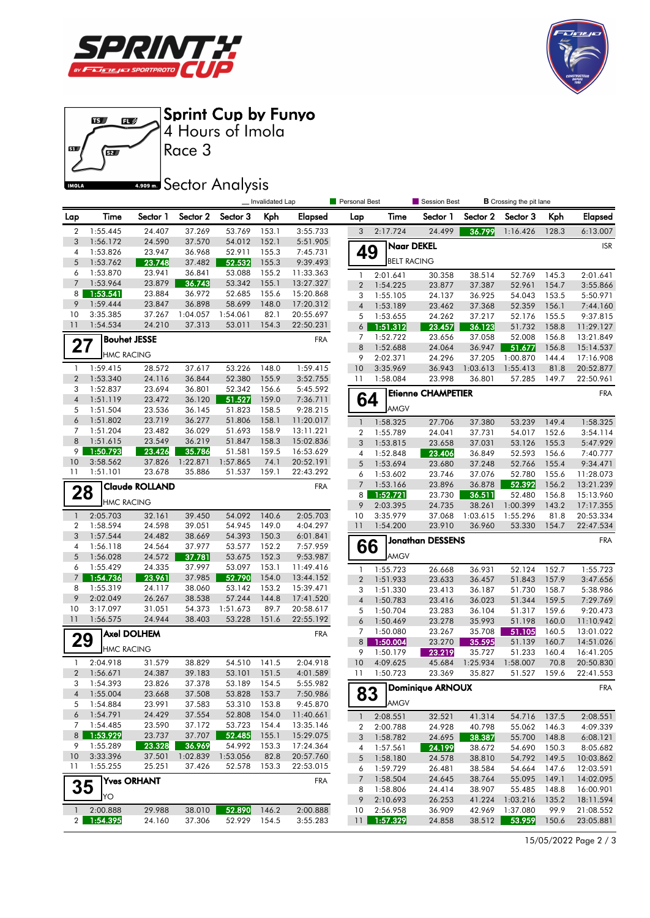# Sprint Cup by Funyo

4 Hours of Imola

Race 3

## Sector Analysis

_ Invalidated Lap | Personal Best | Session Best | B Crossing the pit lane

| Lap | Time | Sector 1 | Sector 2 | Sector 3 | Kph | Elapsed |
|---|---|---|---|---|---|---|
| 2 | 1:55.445 | 24.407 | 37.269 | 53.769 | 153.1 | 3:55.733 |
| 3 | 1:56.172 | 24.590 | 37.570 | 54.012 | 152.1 | 5:51.905 |
| 4 | 1:53.826 | 23.947 | 36.968 | 52.911 | 155.3 | 7:45.731 |
| 5 | 1:53.762 | 23.748 | 37.482 | 52.532 | 155.3 | 9:39.493 |
| 6 | 1:53.870 | 23.941 | 36.841 | 53.088 | 155.2 | 11:33.363 |
| 7 | 1:53.964 | 23.879 | 36.743 | 53.342 | 155.1 | 13:27.327 |
| 8 | 1:53.541 | 23.884 | 36.972 | 52.685 | 155.6 | 15:20.868 |
| 9 | 1:59.444 | 23.847 | 36.898 | 58.699 | 148.0 | 17:20.312 |
| 10 | 3:35.385 | 37.267 | 1:04.057 | 1:54.061 | 82.1 | 20:55.697 |
| 11 | 1:54.534 | 24.210 | 37.313 | 53.011 | 154.3 | 22:50.231 |

### 27 Bouhet JESSE — FRA — HMC RACING

| Lap | Time | Sector 1 | Sector 2 | Sector 3 | Kph | Elapsed |
|---|---|---|---|---|---|---|
| 1 | 1:59.415 | 28.572 | 37.617 | 53.226 | 148.0 | 1:59.415 |
| 2 | 1:53.340 | 24.116 | 36.844 | 52.380 | 155.9 | 3:52.755 |
| 3 | 1:52.837 | 23.694 | 36.801 | 52.342 | 156.6 | 5:45.592 |
| 4 | 1:51.119 | 23.472 | 36.120 | 51.527 | 159.0 | 7:36.711 |
| 5 | 1:51.504 | 23.536 | 36.145 | 51.823 | 158.5 | 9:28.215 |
| 6 | 1:51.802 | 23.719 | 36.277 | 51.806 | 158.1 | 11:20.017 |
| 7 | 1:51.204 | 23.482 | 36.029 | 51.693 | 158.9 | 13:11.221 |
| 8 | 1:51.615 | 23.549 | 36.219 | 51.847 | 158.3 | 15:02.836 |
| 9 | 1:50.793 | 23.426 | 35.786 | 51.581 | 159.5 | 16:53.629 |
| 10 | 3:58.562 | 37.826 | 1:22.871 | 1:57.865 | 74.1 | 20:52.191 |
| 11 | 1:51.101 | 23.678 | 35.886 | 51.537 | 159.1 | 22:43.292 |

### 28 Claude ROLLAND — FRA — HMC RACING

| Lap | Time | Sector 1 | Sector 2 | Sector 3 | Kph | Elapsed |
|---|---|---|---|---|---|---|
| 1 | 2:05.703 | 32.161 | 39.450 | 54.092 | 140.6 | 2:05.703 |
| 2 | 1:58.594 | 24.598 | 39.051 | 54.945 | 149.0 | 4:04.297 |
| 3 | 1:57.544 | 24.482 | 38.669 | 54.393 | 150.3 | 6:01.841 |
| 4 | 1:56.118 | 24.564 | 37.977 | 53.577 | 152.2 | 7:57.959 |
| 5 | 1:56.028 | 24.572 | 37.781 | 53.675 | 152.3 | 9:53.987 |
| 6 | 1:55.429 | 24.335 | 37.997 | 53.097 | 153.1 | 11:49.416 |
| 7 | 1:54.736 | 23.961 | 37.985 | 52.790 | 154.0 | 13:44.152 |
| 8 | 1:55.319 | 24.117 | 38.060 | 53.142 | 153.2 | 15:39.471 |
| 9 | 2:02.049 | 26.267 | 38.538 | 57.244 | 144.8 | 17:41.520 |
| 10 | 3:17.097 | 31.051 | 54.373 | 1:51.673 | 89.7 | 20:58.617 |
| 11 | 1:56.575 | 24.944 | 38.403 | 53.228 | 151.6 | 22:55.192 |

### 29 Axel DOLHEM — FRA — HMC RACING

| Lap | Time | Sector 1 | Sector 2 | Sector 3 | Kph | Elapsed |
|---|---|---|---|---|---|---|
| 1 | 2:04.918 | 31.579 | 38.829 | 54.510 | 141.5 | 2:04.918 |
| 2 | 1:56.671 | 24.387 | 39.183 | 53.101 | 151.5 | 4:01.589 |
| 3 | 1:54.393 | 23.826 | 37.378 | 53.189 | 154.5 | 5:55.982 |
| 4 | 1:55.004 | 23.668 | 37.508 | 53.828 | 153.7 | 7:50.986 |
| 5 | 1:54.884 | 23.991 | 37.583 | 53.310 | 153.8 | 9:45.870 |
| 6 | 1:54.791 | 24.429 | 37.554 | 52.808 | 154.0 | 11:40.661 |
| 7 | 1:54.485 | 23.590 | 37.172 | 53.723 | 154.4 | 13:35.146 |
| 8 | 1:53.929 | 23.737 | 37.707 | 52.485 | 155.1 | 15:29.075 |
| 9 | 1:55.289 | 23.328 | 36.969 | 54.992 | 153.3 | 17:24.364 |
| 10 | 3:33.396 | 37.501 | 1:02.839 | 1:53.056 | 82.8 | 20:57.760 |
| 11 | 1:55.255 | 25.251 | 37.426 | 52.578 | 153.3 | 22:53.015 |

### 35 Yves ORHANT — FRA — YO

| Lap | Time | Sector 1 | Sector 2 | Sector 3 | Kph | Elapsed |
|---|---|---|---|---|---|---|
| 1 | 2:00.888 | 29.988 | 38.010 | 52.890 | 146.2 | 2:00.888 |
| 2 | 1:54.395 | 24.160 | 37.306 | 52.929 | 154.5 | 3:55.283 |
| 3 | 2:17.724 | 24.499 | 36.799 | 1:16.426 | 128.3 | 6:13.007 |

### 49 Naar DEKEL — ISR — BELT RACING

| Lap | Time | Sector 1 | Sector 2 | Sector 3 | Kph | Elapsed |
|---|---|---|---|---|---|---|
| 1 | 2:01.641 | 30.358 | 38.514 | 52.769 | 145.3 | 2:01.641 |
| 2 | 1:54.225 | 23.877 | 37.387 | 52.961 | 154.7 | 3:55.866 |
| 3 | 1:55.105 | 24.137 | 36.925 | 54.043 | 153.5 | 5:50.971 |
| 4 | 1:53.189 | 23.462 | 37.368 | 52.359 | 156.1 | 7:44.160 |
| 5 | 1:53.655 | 24.262 | 37.217 | 52.176 | 155.5 | 9:37.815 |
| 6 | 1:51.312 | 23.457 | 36.123 | 51.732 | 158.8 | 11:29.127 |
| 7 | 1:52.722 | 23.656 | 37.058 | 52.008 | 156.8 | 13:21.849 |
| 8 | 1:52.688 | 24.064 | 36.947 | 51.677 | 156.8 | 15:14.537 |
| 9 | 2:02.371 | 24.296 | 37.205 | 1:00.870 | 144.4 | 17:16.908 |
| 10 | 3:35.969 | 36.943 | 1:03.613 | 1:55.413 | 81.8 | 20:52.877 |
| 11 | 1:58.084 | 23.998 | 36.801 | 57.285 | 149.7 | 22:50.961 |

### 64 Etienne CHAMPETIER — FRA — AMGV

| Lap | Time | Sector 1 | Sector 2 | Sector 3 | Kph | Elapsed |
|---|---|---|---|---|---|---|
| 1 | 1:58.325 | 27.706 | 37.380 | 53.239 | 149.4 | 1:58.325 |
| 2 | 1:55.789 | 24.041 | 37.731 | 54.017 | 152.6 | 3:54.114 |
| 3 | 1:53.815 | 23.658 | 37.031 | 53.126 | 155.3 | 5:47.929 |
| 4 | 1:52.848 | 23.406 | 36.849 | 52.593 | 156.6 | 7:40.777 |
| 5 | 1:53.694 | 23.680 | 37.248 | 52.766 | 155.4 | 9:34.471 |
| 6 | 1:53.602 | 23.746 | 37.076 | 52.780 | 155.6 | 11:28.073 |
| 7 | 1:53.166 | 23.896 | 36.878 | 52.392 | 156.2 | 13:21.239 |
| 8 | 1:52.721 | 23.730 | 36.511 | 52.480 | 156.8 | 15:13.960 |
| 9 | 2:03.395 | 24.735 | 38.261 | 1:00.399 | 143.2 | 17:17.355 |
| 10 | 3:35.979 | 37.068 | 1:03.615 | 1:55.296 | 81.8 | 20:53.334 |
| 11 | 1:54.200 | 23.910 | 36.960 | 53.330 | 154.7 | 22:47.534 |

### 66 Jonathan DESSENS — FRA — AMGV

| Lap | Time | Sector 1 | Sector 2 | Sector 3 | Kph | Elapsed |
|---|---|---|---|---|---|---|
| 1 | 1:55.723 | 26.668 | 36.931 | 52.124 | 152.7 | 1:55.723 |
| 2 | 1:51.933 | 23.633 | 36.457 | 51.843 | 157.9 | 3:47.656 |
| 3 | 1:51.330 | 23.413 | 36.187 | 51.730 | 158.7 | 5:38.986 |
| 4 | 1:50.783 | 23.416 | 36.023 | 51.344 | 159.5 | 7:29.769 |
| 5 | 1:50.704 | 23.283 | 36.104 | 51.317 | 159.6 | 9:20.473 |
| 6 | 1:50.469 | 23.278 | 35.993 | 51.198 | 160.0 | 11:10.942 |
| 7 | 1:50.080 | 23.267 | 35.708 | 51.105 | 160.5 | 13:01.022 |
| 8 | 1:50.004 | 23.270 | 35.595 | 51.139 | 160.7 | 14:51.026 |
| 9 | 1:50.179 | 23.219 | 35.727 | 51.233 | 160.4 | 16:41.205 |
| 10 | 4:09.625 | 45.684 | 1:25.934 | 1:58.007 | 70.8 | 20:50.830 |
| 11 | 1:50.723 | 23.369 | 35.827 | 51.527 | 159.6 | 22:41.553 |

### 83 Dominique ARNOUX — FRA — AMGV

| Lap | Time | Sector 1 | Sector 2 | Sector 3 | Kph | Elapsed |
|---|---|---|---|---|---|---|
| 1 | 2:08.551 | 32.521 | 41.314 | 54.716 | 137.5 | 2:08.551 |
| 2 | 2:00.788 | 24.928 | 40.798 | 55.062 | 146.3 | 4:09.339 |
| 3 | 1:58.782 | 24.695 | 38.387 | 55.700 | 148.8 | 6:08.121 |
| 4 | 1:57.561 | 24.199 | 38.672 | 54.690 | 150.3 | 8:05.682 |
| 5 | 1:58.180 | 24.578 | 38.810 | 54.792 | 149.5 | 10:03.862 |
| 6 | 1:59.729 | 26.481 | 38.584 | 54.664 | 147.6 | 12:03.591 |
| 7 | 1:58.504 | 24.645 | 38.764 | 55.095 | 149.1 | 14:02.095 |
| 8 | 1:58.806 | 24.414 | 38.907 | 55.485 | 148.8 | 16:00.901 |
| 9 | 2:10.693 | 26.253 | 41.224 | 1:03.216 | 135.2 | 18:11.594 |
| 10 | 2:56.958 | 36.909 | 42.969 | 1:37.080 | 99.9 | 21:08.552 |
| 11 | 1:57.329 | 24.858 | 38.512 | 53.959 | 150.6 | 23:05.881 |

15/05/2022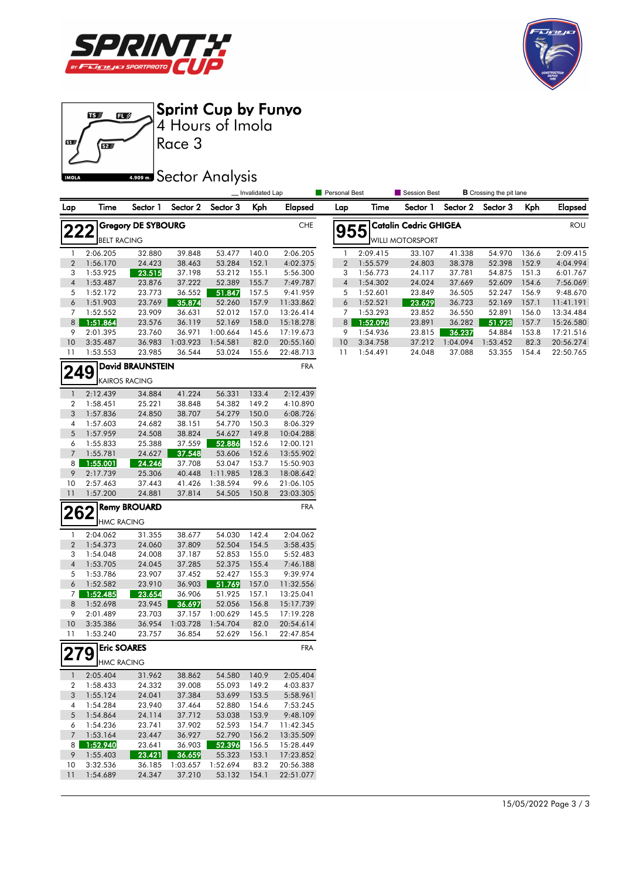# Sprint Cup by Funyo

4 Hours of Imola

Race 3

## Sector Analysis

_ Invalidated Lap | Personal Best | Session Best | B Crossing the pit lane

### 222 Gregory DE SYBOURG — CHE
BELT RACING

| Lap | Time | Sector 1 | Sector 2 | Sector 3 | Kph | Elapsed |
|---|---|---|---|---|---|---|
| 1 | 2:06.205 | 32.880 | 39.848 | 53.477 | 140.0 | 2:06.205 |
| 2 | 1:56.170 | 24.423 | 38.463 | 53.284 | 152.1 | 4:02.375 |
| 3 | 1:53.925 | 23.515 | 37.198 | 53.212 | 155.1 | 5:56.300 |
| 4 | 1:53.487 | 23.876 | 37.222 | 52.389 | 155.7 | 7:49.787 |
| 5 | 1:52.172 | 23.773 | 36.552 | 51.847 | 157.5 | 9:41.959 |
| 6 | 1:51.903 | 23.769 | 35.874 | 52.260 | 157.9 | 11:33.862 |
| 7 | 1:52.552 | 23.909 | 36.631 | 52.012 | 157.0 | 13:26.414 |
| 8 | 1:51.864 | 23.576 | 36.119 | 52.169 | 158.0 | 15:18.278 |
| 9 | 2:01.395 | 23.760 | 36.971 | 1:00.664 | 145.6 | 17:19.673 |
| 10 | 3:35.487 | 36.983 | 1:03.923 | 1:54.581 | 82.0 | 20:55.160 |
| 11 | 1:53.553 | 23.985 | 36.544 | 53.024 | 155.6 | 22:48.713 |

### 249 David BRAUNSTEIN — FRA
KAIROS RACING

| Lap | Time | Sector 1 | Sector 2 | Sector 3 | Kph | Elapsed |
|---|---|---|---|---|---|---|
| 1 | 2:12.439 | 34.884 | 41.224 | 56.331 | 133.4 | 2:12.439 |
| 2 | 1:58.451 | 25.221 | 38.848 | 54.382 | 149.2 | 4:10.890 |
| 3 | 1:57.836 | 24.850 | 38.707 | 54.279 | 150.0 | 6:08.726 |
| 4 | 1:57.603 | 24.682 | 38.151 | 54.770 | 150.3 | 8:06.329 |
| 5 | 1:57.959 | 24.508 | 38.824 | 54.627 | 149.8 | 10:04.288 |
| 6 | 1:55.833 | 25.388 | 37.559 | 52.886 | 152.6 | 12:00.121 |
| 7 | 1:55.781 | 24.627 | 37.548 | 53.606 | 152.6 | 13:55.902 |
| 8 | 1:55.001 | 24.246 | 37.708 | 53.047 | 153.7 | 15:50.903 |
| 9 | 2:17.739 | 25.306 | 40.448 | 1:11.985 | 128.3 | 18:08.642 |
| 10 | 2:57.463 | 37.443 | 41.426 | 1:38.594 | 99.6 | 21:06.105 |
| 11 | 1:57.200 | 24.881 | 37.814 | 54.505 | 150.8 | 23:03.305 |

### 262 Remy BROUARD — FRA
HMC RACING

| Lap | Time | Sector 1 | Sector 2 | Sector 3 | Kph | Elapsed |
|---|---|---|---|---|---|---|
| 1 | 2:04.062 | 31.355 | 38.677 | 54.030 | 142.4 | 2:04.062 |
| 2 | 1:54.373 | 24.060 | 37.809 | 52.504 | 154.5 | 3:58.435 |
| 3 | 1:54.048 | 24.008 | 37.187 | 52.853 | 155.0 | 5:52.483 |
| 4 | 1:53.705 | 24.045 | 37.285 | 52.375 | 155.4 | 7:46.188 |
| 5 | 1:53.786 | 23.907 | 37.452 | 52.427 | 155.3 | 9:39.974 |
| 6 | 1:52.582 | 23.910 | 36.903 | 51.769 | 157.0 | 11:32.556 |
| 7 | 1:52.485 | 23.654 | 36.906 | 51.925 | 157.1 | 13:25.041 |
| 8 | 1:52.698 | 23.945 | 36.697 | 52.056 | 156.8 | 15:17.739 |
| 9 | 2:01.489 | 23.703 | 37.157 | 1:00.629 | 145.5 | 17:19.228 |
| 10 | 3:35.386 | 36.954 | 1:03.728 | 1:54.704 | 82.0 | 20:54.614 |
| 11 | 1:53.240 | 23.757 | 36.854 | 52.629 | 156.1 | 22:47.854 |

### 279 Eric SOARES — FRA
HMC RACING

| Lap | Time | Sector 1 | Sector 2 | Sector 3 | Kph | Elapsed |
|---|---|---|---|---|---|---|
| 1 | 2:05.404 | 31.962 | 38.862 | 54.580 | 140.9 | 2:05.404 |
| 2 | 1:58.433 | 24.332 | 39.008 | 55.093 | 149.2 | 4:03.837 |
| 3 | 1:55.124 | 24.041 | 37.384 | 53.699 | 153.5 | 5:58.961 |
| 4 | 1:54.284 | 23.940 | 37.464 | 52.880 | 154.6 | 7:53.245 |
| 5 | 1:54.864 | 24.114 | 37.712 | 53.038 | 153.9 | 9:48.109 |
| 6 | 1:54.236 | 23.741 | 37.902 | 52.593 | 154.7 | 11:42.345 |
| 7 | 1:53.164 | 23.447 | 36.927 | 52.790 | 156.2 | 13:35.509 |
| 8 | 1:52.940 | 23.641 | 36.903 | 52.396 | 156.5 | 15:28.449 |
| 9 | 1:55.403 | 23.421 | 36.659 | 55.323 | 153.1 | 17:23.852 |
| 10 | 3:32.536 | 36.185 | 1:03.657 | 1:52.694 | 83.2 | 20:56.388 |
| 11 | 1:54.689 | 24.347 | 37.210 | 53.132 | 154.1 | 22:51.077 |

### 955 Catalin Cedric GHIGEA — ROU
WILLI MOTORSPORT

| Lap | Time | Sector 1 | Sector 2 | Sector 3 | Kph | Elapsed |
|---|---|---|---|---|---|---|
| 1 | 2:09.415 | 33.107 | 41.338 | 54.970 | 136.6 | 2:09.415 |
| 2 | 1:55.579 | 24.803 | 38.378 | 52.398 | 152.9 | 4:04.994 |
| 3 | 1:56.773 | 24.117 | 37.781 | 54.875 | 151.3 | 6:01.767 |
| 4 | 1:54.302 | 24.024 | 37.669 | 52.609 | 154.6 | 7:56.069 |
| 5 | 1:52.601 | 23.849 | 36.505 | 52.247 | 156.9 | 9:48.670 |
| 6 | 1:52.521 | 23.629 | 36.723 | 52.169 | 157.1 | 11:41.191 |
| 7 | 1:53.293 | 23.852 | 36.550 | 52.891 | 156.0 | 13:34.484 |
| 8 | 1:52.096 | 23.891 | 36.282 | 51.923 | 157.7 | 15:26.580 |
| 9 | 1:54.936 | 23.815 | 36.237 | 54.884 | 153.8 | 17:21.516 |
| 10 | 3:34.758 | 37.212 | 1:04.094 | 1:53.452 | 82.3 | 20:56.274 |
| 11 | 1:54.491 | 24.048 | 37.088 | 53.355 | 154.4 | 22:50.765 |

15/05/2022